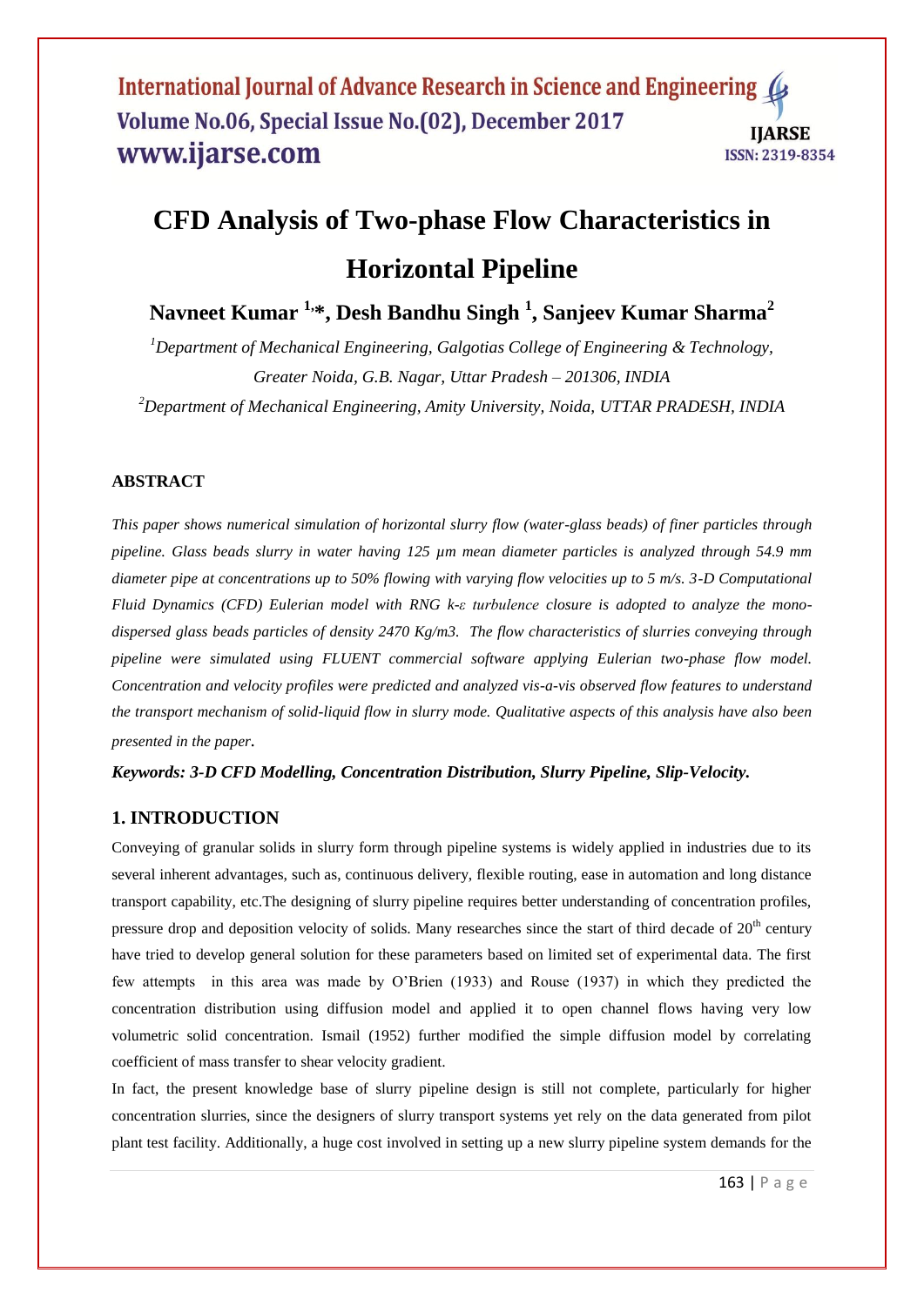# CFD Analysis of Two-phase Flow Characteristics in Horizontal Pipeline

**Navneet Kumar [1,*], Desh Bandhu Singh [1], Sanjeev Kumar Sharma[2]**

[1]*Department of Mechanical Engineering, Galgotias College of Engineering & Technology, Greater Noida, G.B. Nagar, Uttar Pradesh – 201306, INDIA*

[2]*Department of Mechanical Engineering, Amity University, Noida, UTTAR PRADESH, INDIA*

## ABSTRACT

*This paper shows numerical simulation of horizontal slurry flow (water-glass beads) of finer particles through pipeline. Glass beads slurry in water having 125 µm mean diameter particles is analyzed through 54.9 mm diameter pipe at concentrations up to 50% flowing with varying flow velocities up to 5 m/s. 3-D Computational Fluid Dynamics (CFD) Eulerian model with RNG k-ε turbulence closure is adopted to analyze the mono-dispersed glass beads particles of density 2470 Kg/m3. The flow characteristics of slurries conveying through pipeline were simulated using FLUENT commercial software applying Eulerian two-phase flow model. Concentration and velocity profiles were predicted and analyzed vis-a-vis observed flow features to understand the transport mechanism of solid-liquid flow in slurry mode. Qualitative aspects of this analysis have also been presented in the paper.*

***Keywords: 3-D CFD Modelling, Concentration Distribution, Slurry Pipeline, Slip-Velocity.***

## 1. INTRODUCTION

Conveying of granular solids in slurry form through pipeline systems is widely applied in industries due to its several inherent advantages, such as, continuous delivery, flexible routing, ease in automation and long distance transport capability, etc.The designing of slurry pipeline requires better understanding of concentration profiles, pressure drop and deposition velocity of solids. Many researches since the start of third decade of $20^{th}$ century have tried to develop general solution for these parameters based on limited set of experimental data. The first few attempts in this area was made by O'Brien (1933) and Rouse (1937) in which they predicted the concentration distribution using diffusion model and applied it to open channel flows having very low volumetric solid concentration. Ismail (1952) further modified the simple diffusion model by correlating coefficient of mass transfer to shear velocity gradient.

In fact, the present knowledge base of slurry pipeline design is still not complete, particularly for higher concentration slurries, since the designers of slurry transport systems yet rely on the data generated from pilot plant test facility. Additionally, a huge cost involved in setting up a new slurry pipeline system demands for the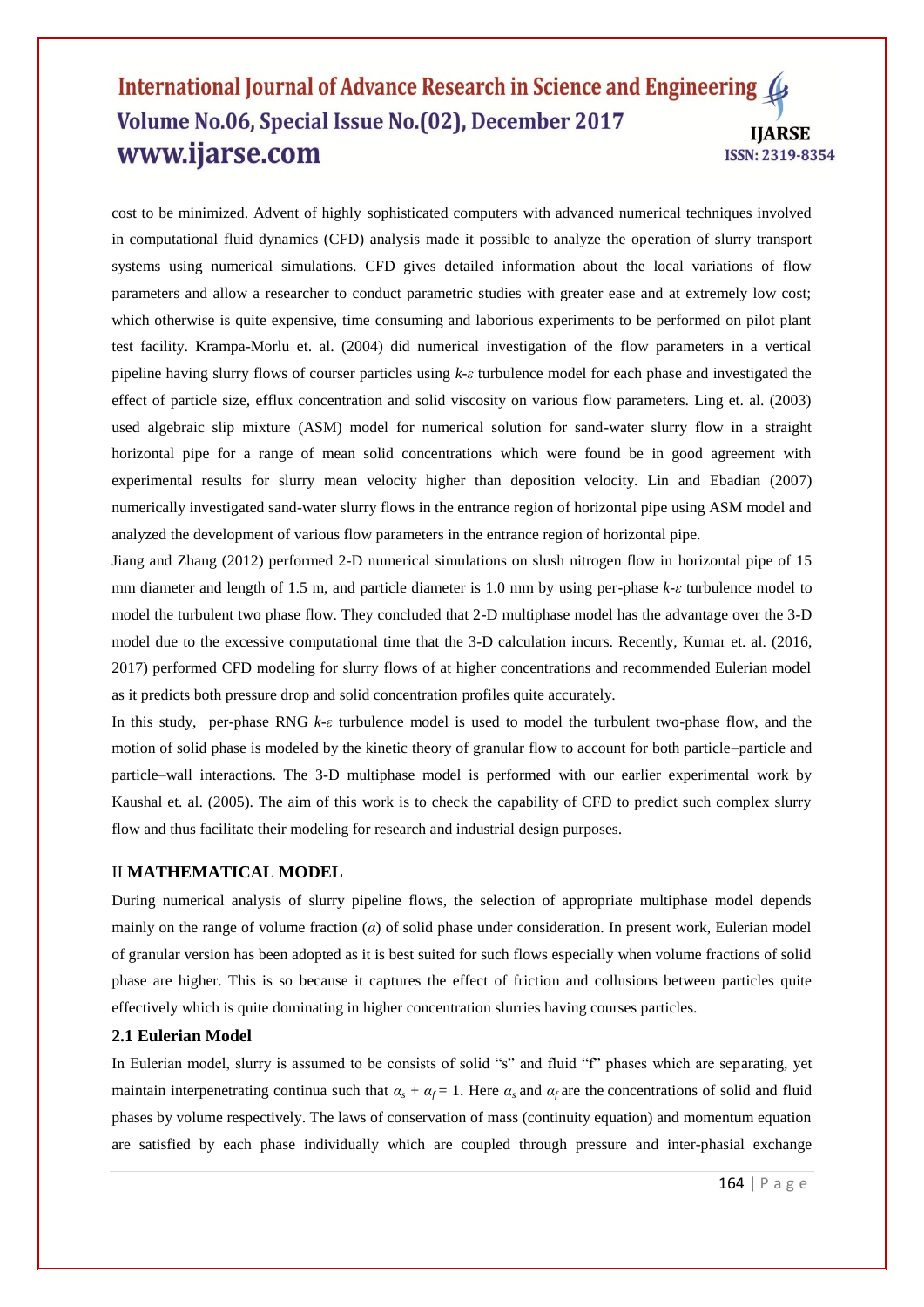cost to be minimized. Advent of highly sophisticated computers with advanced numerical techniques involved in computational fluid dynamics (CFD) analysis made it possible to analyze the operation of slurry transport systems using numerical simulations. CFD gives detailed information about the local variations of flow parameters and allow a researcher to conduct parametric studies with greater ease and at extremely low cost; which otherwise is quite expensive, time consuming and laborious experiments to be performed on pilot plant test facility. Krampa-Morlu et. al. (2004) did numerical investigation of the flow parameters in a vertical pipeline having slurry flows of courser particles using $k$-$\varepsilon$ turbulence model for each phase and investigated the effect of particle size, efflux concentration and solid viscosity on various flow parameters. Ling et. al. (2003) used algebraic slip mixture (ASM) model for numerical solution for sand-water slurry flow in a straight horizontal pipe for a range of mean solid concentrations which were found be in good agreement with experimental results for slurry mean velocity higher than deposition velocity. Lin and Ebadian (2007) numerically investigated sand-water slurry flows in the entrance region of horizontal pipe using ASM model and analyzed the development of various flow parameters in the entrance region of horizontal pipe.

Jiang and Zhang (2012) performed 2-D numerical simulations on slush nitrogen flow in horizontal pipe of 15 mm diameter and length of 1.5 m, and particle diameter is 1.0 mm by using per-phase $k$-$\varepsilon$ turbulence model to model the turbulent two phase flow. They concluded that 2-D multiphase model has the advantage over the 3-D model due to the excessive computational time that the 3-D calculation incurs. Recently, Kumar et. al. (2016, 2017) performed CFD modeling for slurry flows of at higher concentrations and recommended Eulerian model as it predicts both pressure drop and solid concentration profiles quite accurately.

In this study, per-phase RNG $k$-$\varepsilon$ turbulence model is used to model the turbulent two-phase flow, and the motion of solid phase is modeled by the kinetic theory of granular flow to account for both particle–particle and particle–wall interactions. The 3-D multiphase model is performed with our earlier experimental work by Kaushal et. al. (2005). The aim of this work is to check the capability of CFD to predict such complex slurry flow and thus facilitate their modeling for research and industrial design purposes.

## II MATHEMATICAL MODEL

During numerical analysis of slurry pipeline flows, the selection of appropriate multiphase model depends mainly on the range of volume fraction ($\alpha$) of solid phase under consideration. In present work, Eulerian model of granular version has been adopted as it is best suited for such flows especially when volume fractions of solid phase are higher. This is so because it captures the effect of friction and collusions between particles quite effectively which is quite dominating in higher concentration slurries having courses particles.

### 2.1 Eulerian Model

In Eulerian model, slurry is assumed to be consists of solid "s" and fluid "f" phases which are separating, yet maintain interpenetrating continua such that $\alpha_s + \alpha_f = 1$. Here $\alpha_s$ and $\alpha_f$ are the concentrations of solid and fluid phases by volume respectively. The laws of conservation of mass (continuity equation) and momentum equation are satisfied by each phase individually which are coupled through pressure and inter-phasial exchange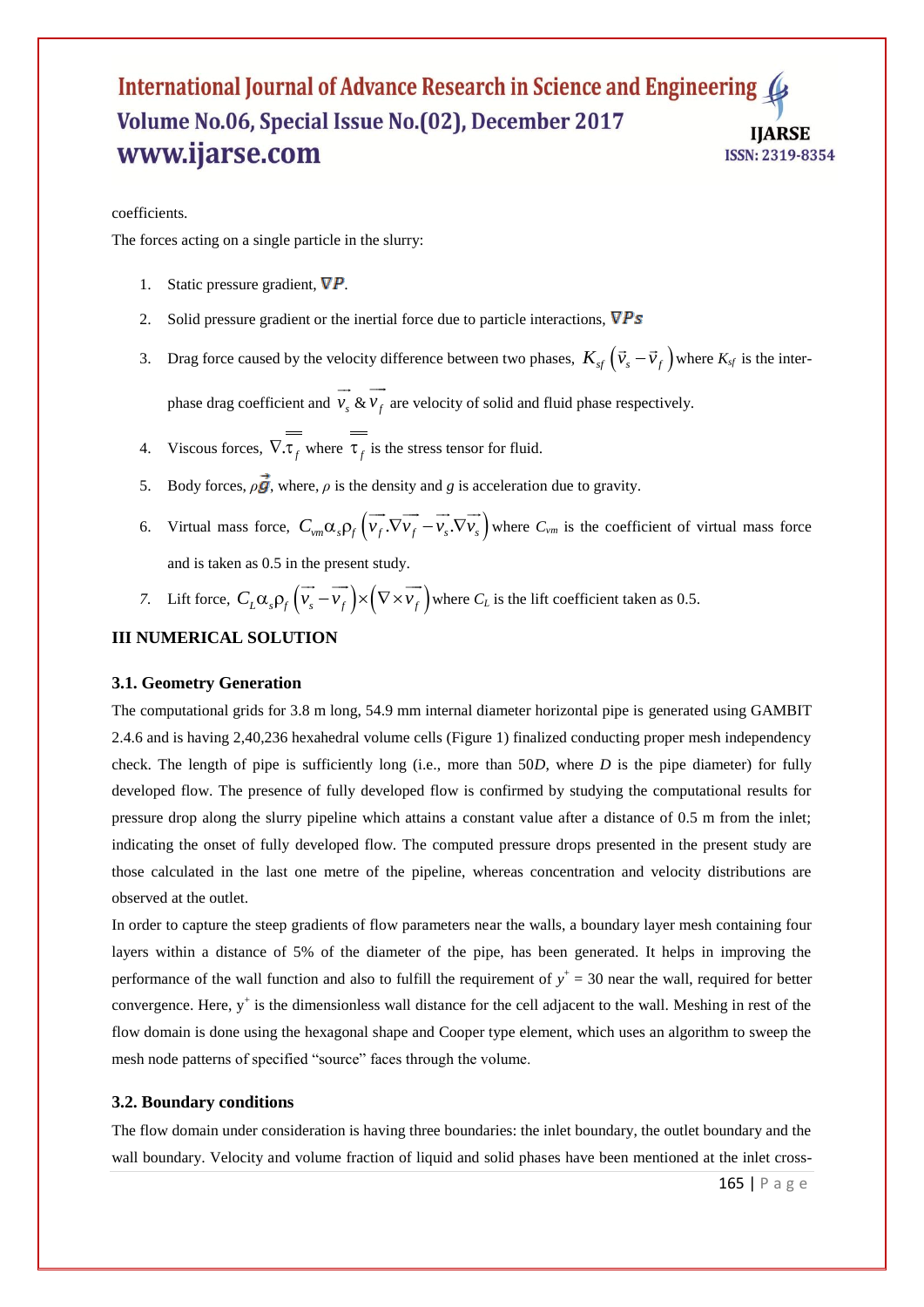coefficients.

The forces acting on a single particle in the slurry:

1. Static pressure gradient, $\nabla P$.
2. Solid pressure gradient or the inertial force due to particle interactions, $\nabla P_s$
3. Drag force caused by the velocity difference between two phases, $K_{sf}\left(\vec{v}_s - \vec{v}_f\right)$ where $K_{sf}$ is the inter-phase drag coefficient and $\vec{v}_s$ & $\vec{v}_f$ are velocity of solid and fluid phase respectively.
4. Viscous forces, $\nabla.\overline{\overline{\tau}}_f$ where $\overline{\overline{\tau}}_f$ is the stress tensor for fluid.
5. Body forces, $\rho\vec{g}$, where, $\rho$ is the density and $g$ is acceleration due to gravity.
6. Virtual mass force, $C_{vm}\alpha_s\rho_f\left(\vec{v}_f.\nabla\vec{v}_f - \vec{v}_s.\nabla\vec{v}_s\right)$ where $C_{vm}$ is the coefficient of virtual mass force and is taken as 0.5 in the present study.
7. Lift force, $C_L\alpha_s\rho_f\left(\vec{v}_s - \vec{v}_f\right)\times\left(\nabla\times\vec{v}_f\right)$ where $C_L$ is the lift coefficient taken as 0.5.

## III NUMERICAL SOLUTION

### 3.1. Geometry Generation

The computational grids for 3.8 m long, 54.9 mm internal diameter horizontal pipe is generated using GAMBIT 2.4.6 and is having 2,40,236 hexahedral volume cells (Figure 1) finalized conducting proper mesh independency check. The length of pipe is sufficiently long (i.e., more than 50*D*, where *D* is the pipe diameter) for fully developed flow. The presence of fully developed flow is confirmed by studying the computational results for pressure drop along the slurry pipeline which attains a constant value after a distance of 0.5 m from the inlet; indicating the onset of fully developed flow. The computed pressure drops presented in the present study are those calculated in the last one metre of the pipeline, whereas concentration and velocity distributions are observed at the outlet.

In order to capture the steep gradients of flow parameters near the walls, a boundary layer mesh containing four layers within a distance of 5% of the diameter of the pipe, has been generated. It helps in improving the performance of the wall function and also to fulfill the requirement of $y^+ = 30$ near the wall, required for better convergence. Here, $y^+$ is the dimensionless wall distance for the cell adjacent to the wall. Meshing in rest of the flow domain is done using the hexagonal shape and Cooper type element, which uses an algorithm to sweep the mesh node patterns of specified "source" faces through the volume.

### 3.2. Boundary conditions

The flow domain under consideration is having three boundaries: the inlet boundary, the outlet boundary and the wall boundary. Velocity and volume fraction of liquid and solid phases have been mentioned at the inlet cross-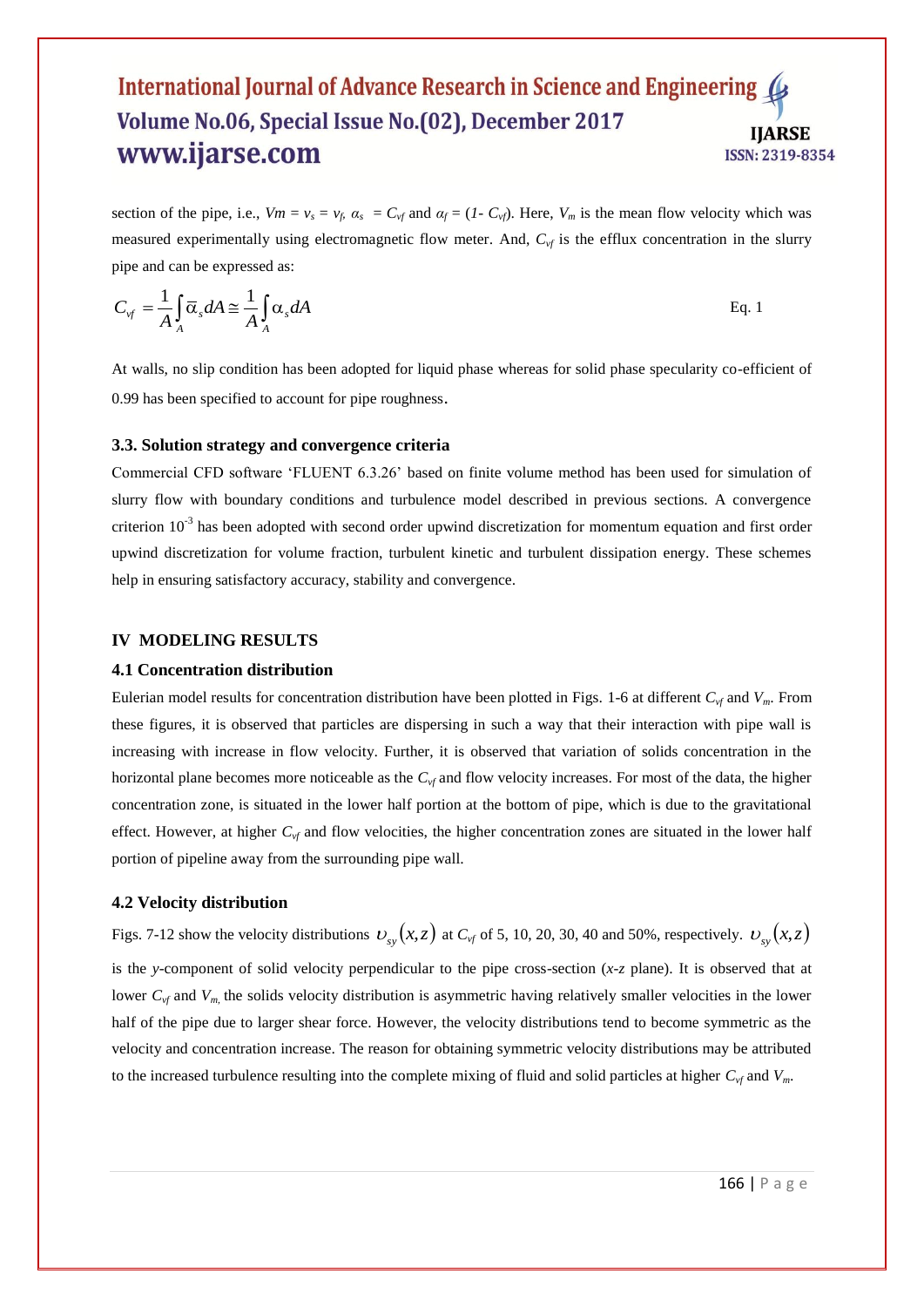section of the pipe, i.e., $Vm = v_s = v_f$, $\alpha_s = C_{vf}$ and $\alpha_f = (1 - C_{vf})$. Here, $V_m$ is the mean flow velocity which was measured experimentally using electromagnetic flow meter. And, $C_{vf}$ is the efflux concentration in the slurry pipe and can be expressed as:

$$C_{vf} = \frac{1}{A}\int_A \bar{\alpha}_s dA \cong \frac{1}{A}\int_A \alpha_s dA \qquad \text{Eq. 1}$$

At walls, no slip condition has been adopted for liquid phase whereas for solid phase specularity co-efficient of 0.99 has been specified to account for pipe roughness.

### 3.3. Solution strategy and convergence criteria

Commercial CFD software 'FLUENT 6.3.26' based on finite volume method has been used for simulation of slurry flow with boundary conditions and turbulence model described in previous sections. A convergence criterion $10^{-3}$ has been adopted with second order upwind discretization for momentum equation and first order upwind discretization for volume fraction, turbulent kinetic and turbulent dissipation energy. These schemes help in ensuring satisfactory accuracy, stability and convergence.

## IV MODELING RESULTS

### 4.1 Concentration distribution

Eulerian model results for concentration distribution have been plotted in Figs. 1-6 at different $C_{vf}$ and $V_m$. From these figures, it is observed that particles are dispersing in such a way that their interaction with pipe wall is increasing with increase in flow velocity. Further, it is observed that variation of solids concentration in the horizontal plane becomes more noticeable as the $C_{vf}$ and flow velocity increases. For most of the data, the higher concentration zone, is situated in the lower half portion at the bottom of pipe, which is due to the gravitational effect. However, at higher $C_{vf}$ and flow velocities, the higher concentration zones are situated in the lower half portion of pipeline away from the surrounding pipe wall.

### 4.2 Velocity distribution

Figs. 7-12 show the velocity distributions $\upsilon_{sy}(x,z)$ at $C_{vf}$ of 5, 10, 20, 30, 40 and 50%, respectively. $\upsilon_{sy}(x,z)$ is the *y*-component of solid velocity perpendicular to the pipe cross-section (*x-z* plane). It is observed that at lower $C_{vf}$ and $V_m$, the solids velocity distribution is asymmetric having relatively smaller velocities in the lower half of the pipe due to larger shear force. However, the velocity distributions tend to become symmetric as the velocity and concentration increase. The reason for obtaining symmetric velocity distributions may be attributed to the increased turbulence resulting into the complete mixing of fluid and solid particles at higher $C_{vf}$ and $V_m$.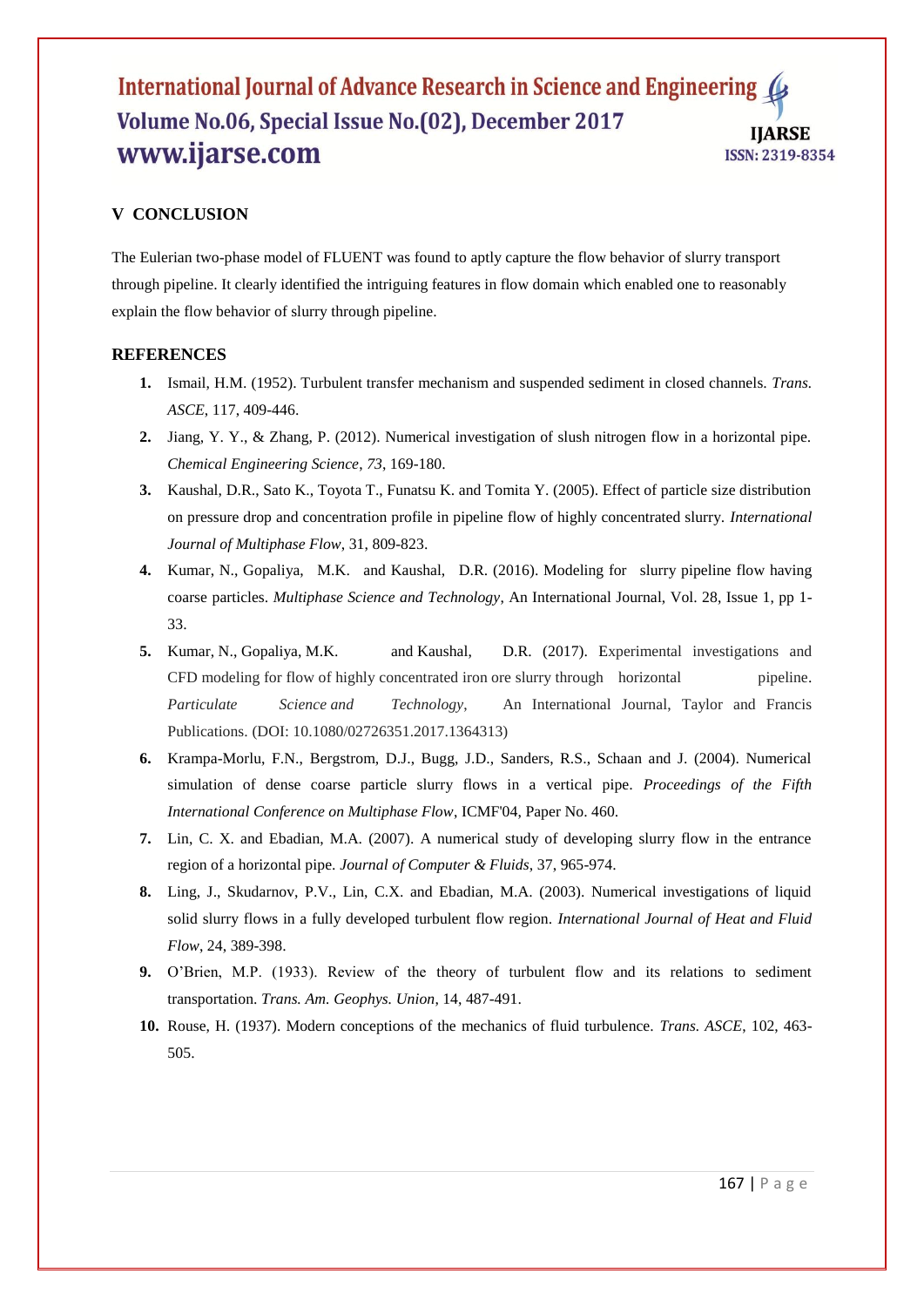## V CONCLUSION

The Eulerian two-phase model of FLUENT was found to aptly capture the flow behavior of slurry transport through pipeline. It clearly identified the intriguing features in flow domain which enabled one to reasonably explain the flow behavior of slurry through pipeline.

## REFERENCES

1. Ismail, H.M. (1952). Turbulent transfer mechanism and suspended sediment in closed channels. *Trans. ASCE*, 117, 409-446.
2. Jiang, Y. Y., & Zhang, P. (2012). Numerical investigation of slush nitrogen flow in a horizontal pipe. *Chemical Engineering Science*, *73*, 169-180.
3. Kaushal, D.R., Sato K., Toyota T., Funatsu K. and Tomita Y. (2005). Effect of particle size distribution on pressure drop and concentration profile in pipeline flow of highly concentrated slurry. *International Journal of Multiphase Flow*, 31, 809-823.
4. Kumar, N., Gopaliya, M.K. and Kaushal, D.R. (2016). Modeling for slurry pipeline flow having coarse particles. *Multiphase Science and Technology*, An International Journal, Vol. 28, Issue 1, pp 1-33.
5. Kumar, N., Gopaliya, M.K. and Kaushal, D.R. (2017). Experimental investigations and CFD modeling for flow of highly concentrated iron ore slurry through horizontal pipeline. *Particulate Science and Technology*, An International Journal, Taylor and Francis Publications. (DOI: 10.1080/02726351.2017.1364313)
6. Krampa-Morlu, F.N., Bergstrom, D.J., Bugg, J.D., Sanders, R.S., Schaan and J. (2004). Numerical simulation of dense coarse particle slurry flows in a vertical pipe. *Proceedings of the Fifth International Conference on Multiphase Flow*, ICMF'04, Paper No. 460.
7. Lin, C. X. and Ebadian, M.A. (2007). A numerical study of developing slurry flow in the entrance region of a horizontal pipe. *Journal of Computer & Fluids*, 37, 965-974.
8. Ling, J., Skudarnov, P.V., Lin, C.X. and Ebadian, M.A. (2003). Numerical investigations of liquid solid slurry flows in a fully developed turbulent flow region. *International Journal of Heat and Fluid Flow*, 24, 389-398.
9. O'Brien, M.P. (1933). Review of the theory of turbulent flow and its relations to sediment transportation. *Trans. Am. Geophys. Union*, 14, 487-491.
10. Rouse, H. (1937). Modern conceptions of the mechanics of fluid turbulence. *Trans. ASCE*, 102, 463-505.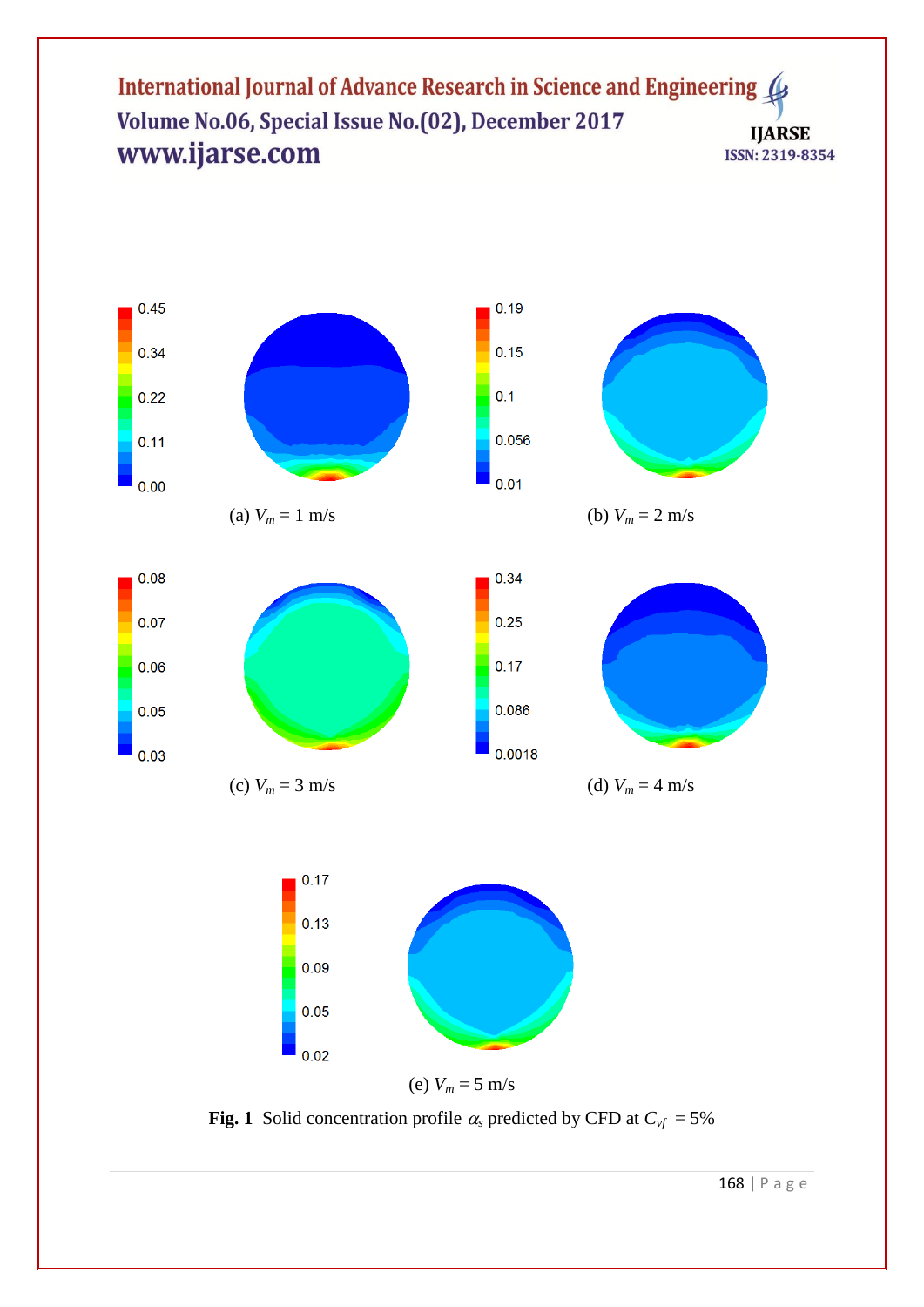0.45

0.34

0.22

0.11

0.00

(a) $V_m$ = 1 m/s

0.19

0.15

0.1

0.056

0.01

(b) $V_m$ = 2 m/s

0.08

0.07

0.06

0.05

0.03

(c) $V_m$ = 3 m/s

0.34

0.25

0.17

0.086

0.0018

(d) $V_m$ = 4 m/s

0.17

0.13

0.09

0.05

0.02

(e) $V_m$ = 5 m/s

**Fig. 1** Solid concentration profile $\alpha_s$ predicted by CFD at $C_{vf}$ = 5%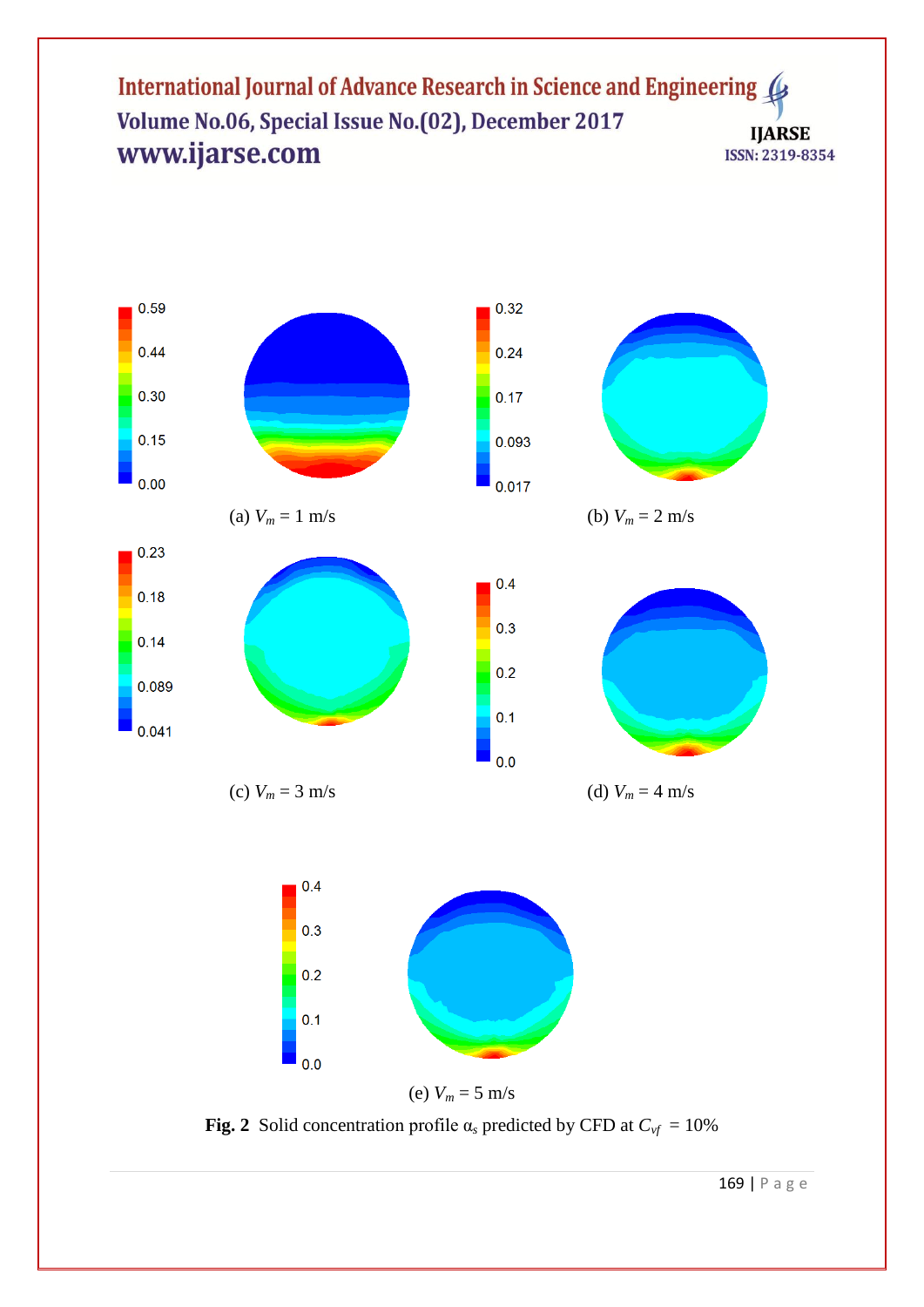0.59

0.44

0.30

0.15

0.00

(a) $V_m$ = 1 m/s

0.32

0.24

0.17

0.093

0.017

(b) $V_m$ = 2 m/s

0.23

0.18

0.14

0.089

0.041

(c) $V_m$ = 3 m/s

0.4

0.3

0.2

0.1

0.0

(d) $V_m$ = 4 m/s

0.4

0.3

0.2

0.1

0.0

(e) $V_m$ = 5 m/s

**Fig. 2** Solid concentration profile $\alpha_s$ predicted by CFD at $C_{vf}$ = 10%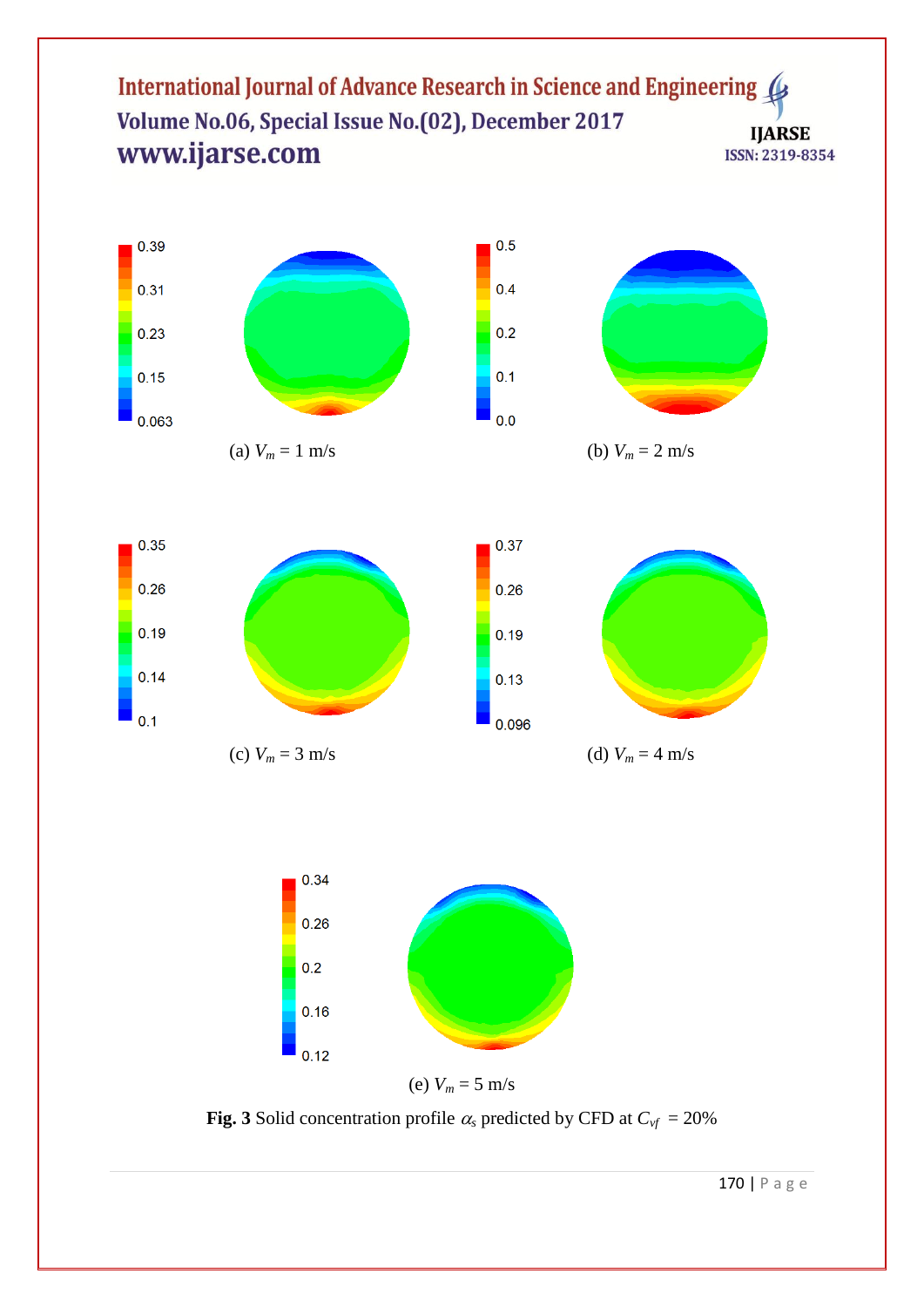(a) $V_m$ = 1 m/s

(b) $V_m$ = 2 m/s

(c) $V_m$ = 3 m/s

(d) $V_m$ = 4 m/s

(e) $V_m$ = 5 m/s

**Fig. 3** Solid concentration profile $\alpha_s$ predicted by CFD at $C_{vf}$ = 20%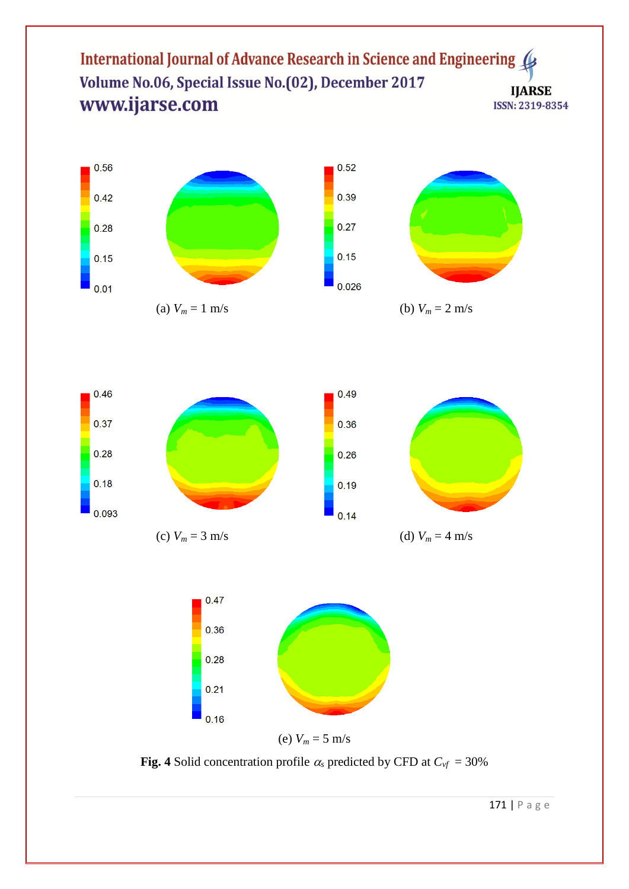0.56

0.42

0.28

0.15

0.01

(a) $V_m$ = 1 m/s

0.52

0.39

0.27

0.15

0.026

(b) $V_m$ = 2 m/s

0.46

0.37

0.28

0.18

0.093

(c) $V_m$ = 3 m/s

0.49

0.36

0.26

0.19

0.14

(d) $V_m$ = 4 m/s

0.47

0.36

0.28

0.21

0.16

(e) $V_m$ = 5 m/s

**Fig. 4** Solid concentration profile $\alpha_s$ predicted by CFD at $C_{vf}$ = 30%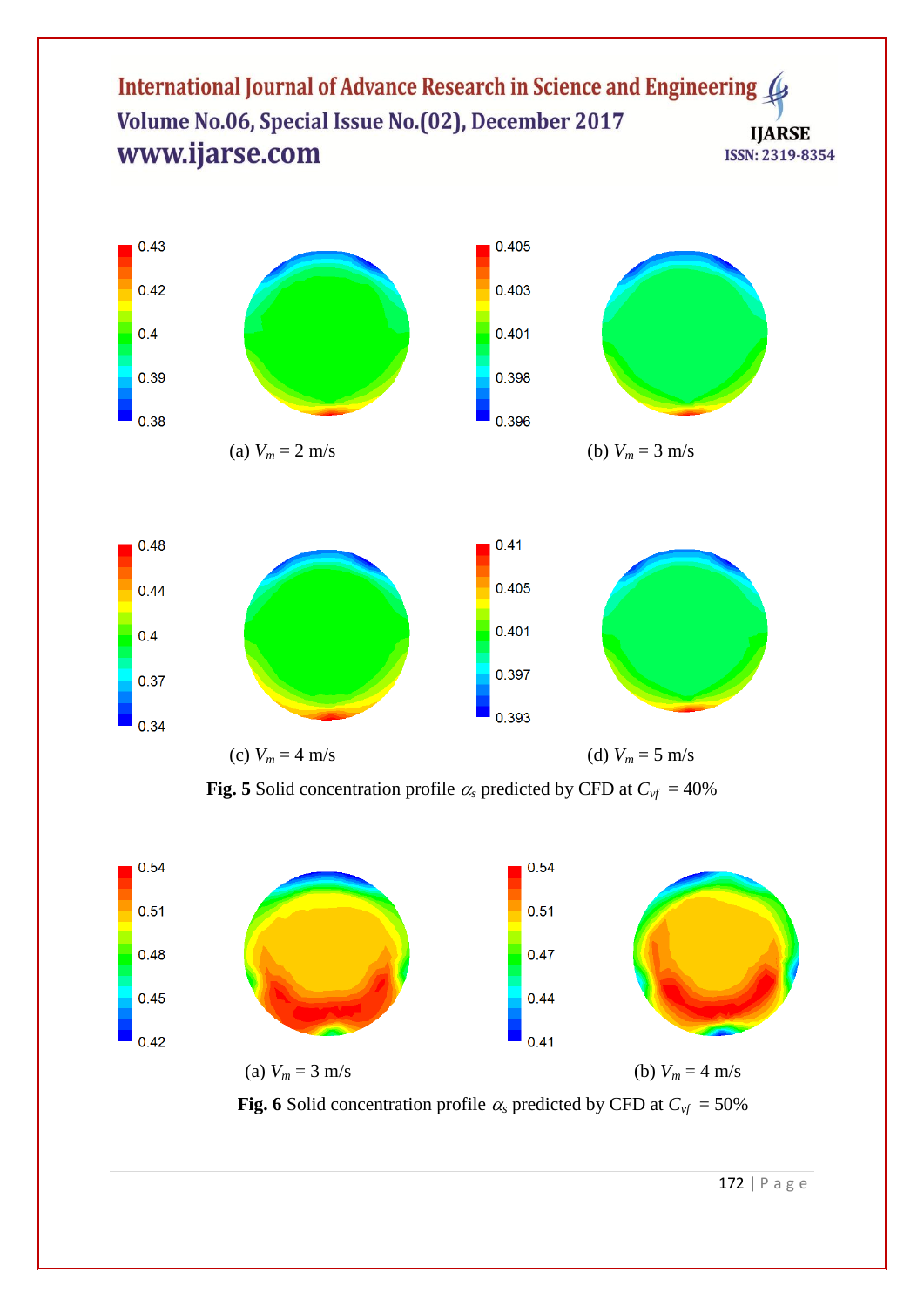(a) $V_m$ = 2 m/s

(b) $V_m$ = 3 m/s

(c) $V_m$ = 4 m/s

(d) $V_m$ = 5 m/s

**Fig. 5** Solid concentration profile $\alpha_s$ predicted by CFD at $C_{vf}$ = 40%

(a) $V_m$ = 3 m/s

(b) $V_m$ = 4 m/s

**Fig. 6** Solid concentration profile $\alpha_s$ predicted by CFD at $C_{vf}$ = 50%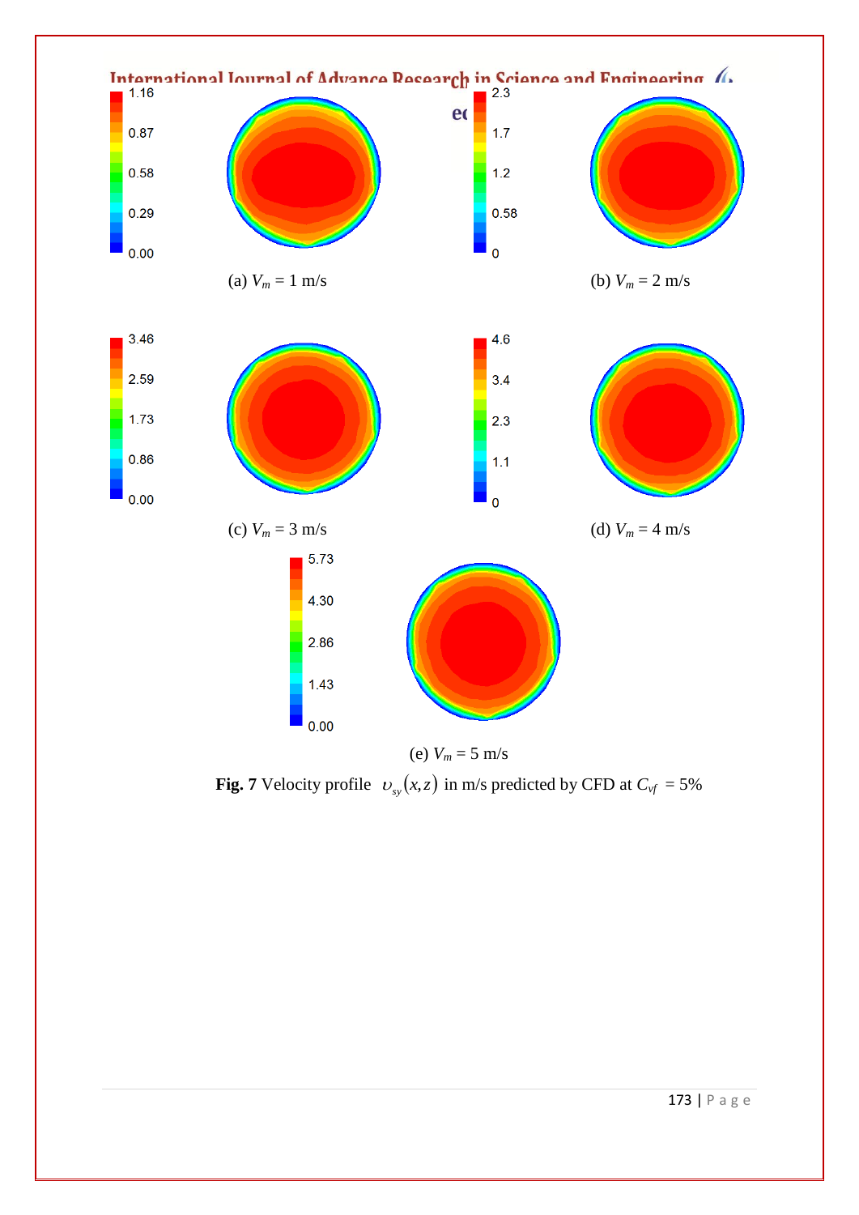(a) $V_m$ = 1 m/s

(b) $V_m$ = 2 m/s

(c) $V_m$ = 3 m/s

(d) $V_m$ = 4 m/s

(e) $V_m$ = 5 m/s

**Fig. 7** Velocity profile $\upsilon_{sy}(x,z)$ in m/s predicted by CFD at $C_{vf}$ = 5%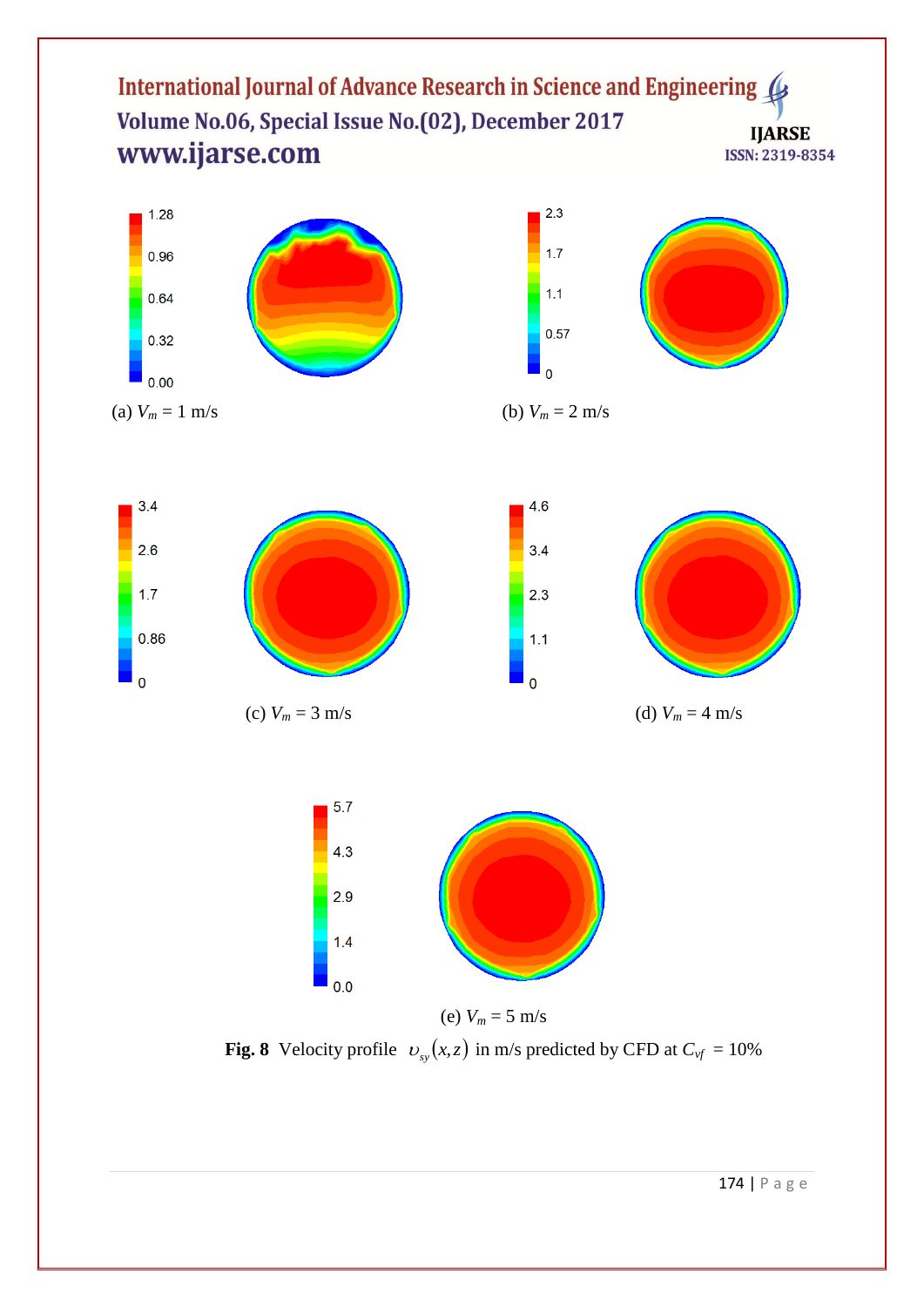(a) $V_m$ = 1 m/s

(b) $V_m$ = 2 m/s

(c) $V_m$ = 3 m/s

(d) $V_m$ = 4 m/s

(e) $V_m$ = 5 m/s

**Fig. 8** Velocity profile $\upsilon_{sy}(x,z)$ in m/s predicted by CFD at $C_{vf}$ = 10%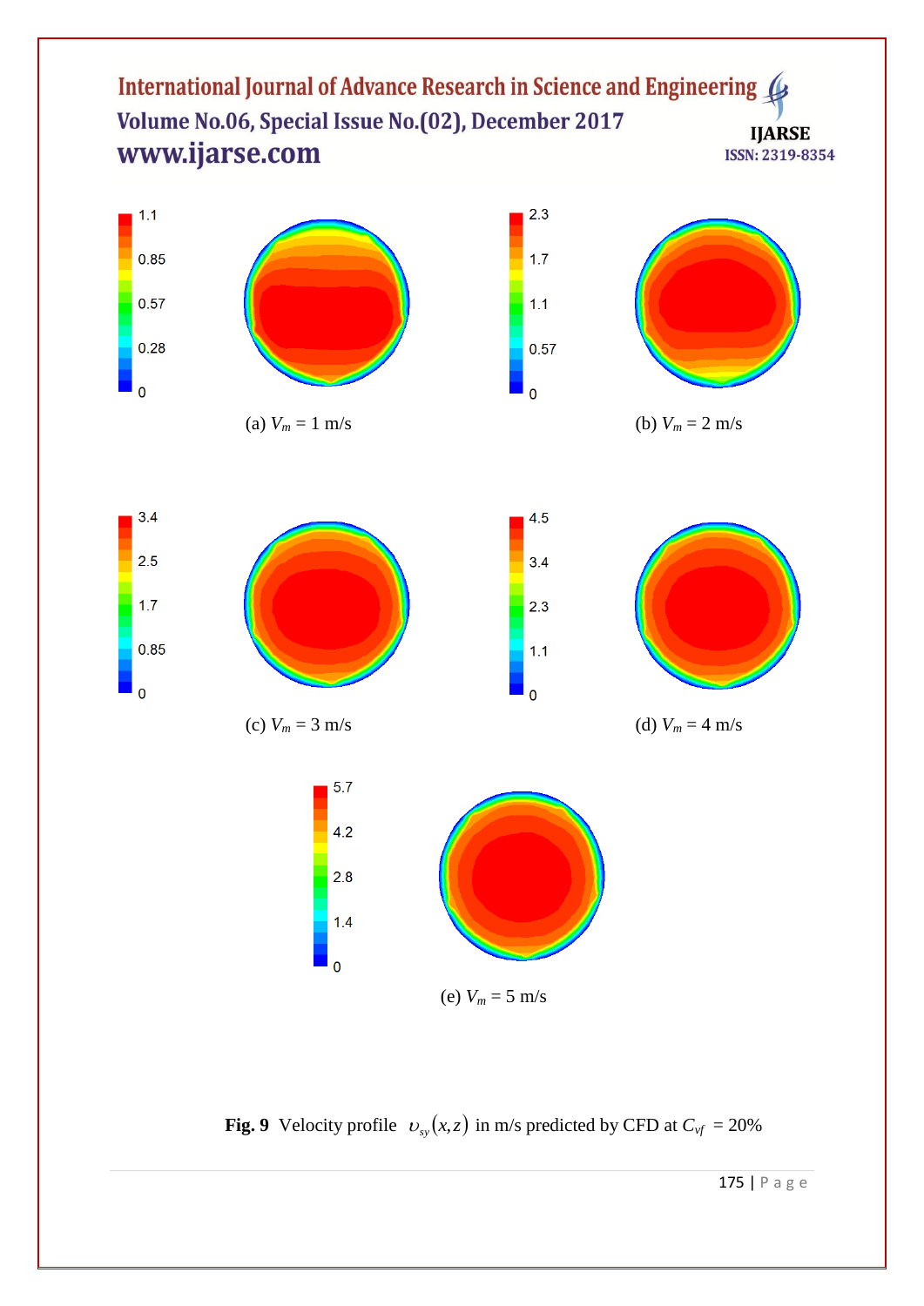(a) $V_m$ = 1 m/s

(b) $V_m$ = 2 m/s

(c) $V_m$ = 3 m/s

(d) $V_m$ = 4 m/s

(e) $V_m$ = 5 m/s

**Fig. 9** Velocity profile $\upsilon_{sy}(x,z)$ in m/s predicted by CFD at $C_{vf}$ = 20%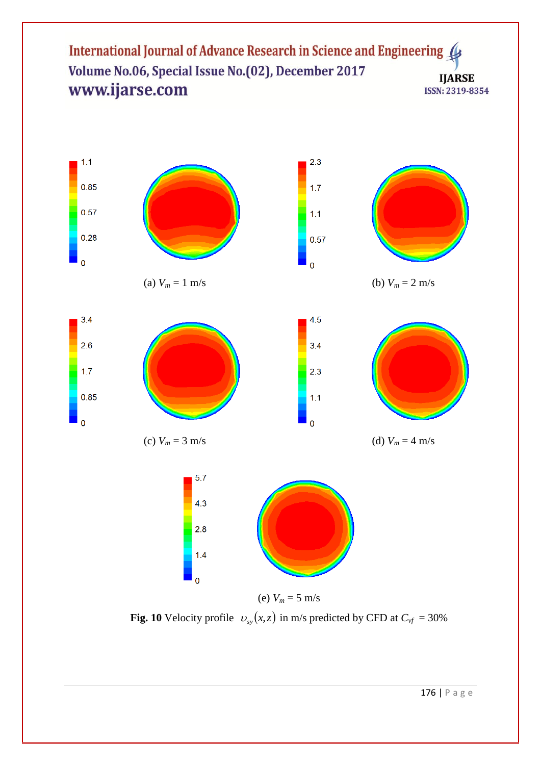1.1

0.85

0.57

0.28

0

(a) $V_m$ = 1 m/s

2.3

1.7

1.1

0.57

0

(b) $V_m$ = 2 m/s

3.4

2.6

1.7

0.85

0

(c) $V_m$ = 3 m/s

4.5

3.4

2.3

1.1

0

(d) $V_m$ = 4 m/s

5.7

4.3

2.8

1.4

0

(e) $V_m$ = 5 m/s

**Fig. 10** Velocity profile $\upsilon_{sy}(x,z)$ in m/s predicted by CFD at $C_{vf}$ = 30%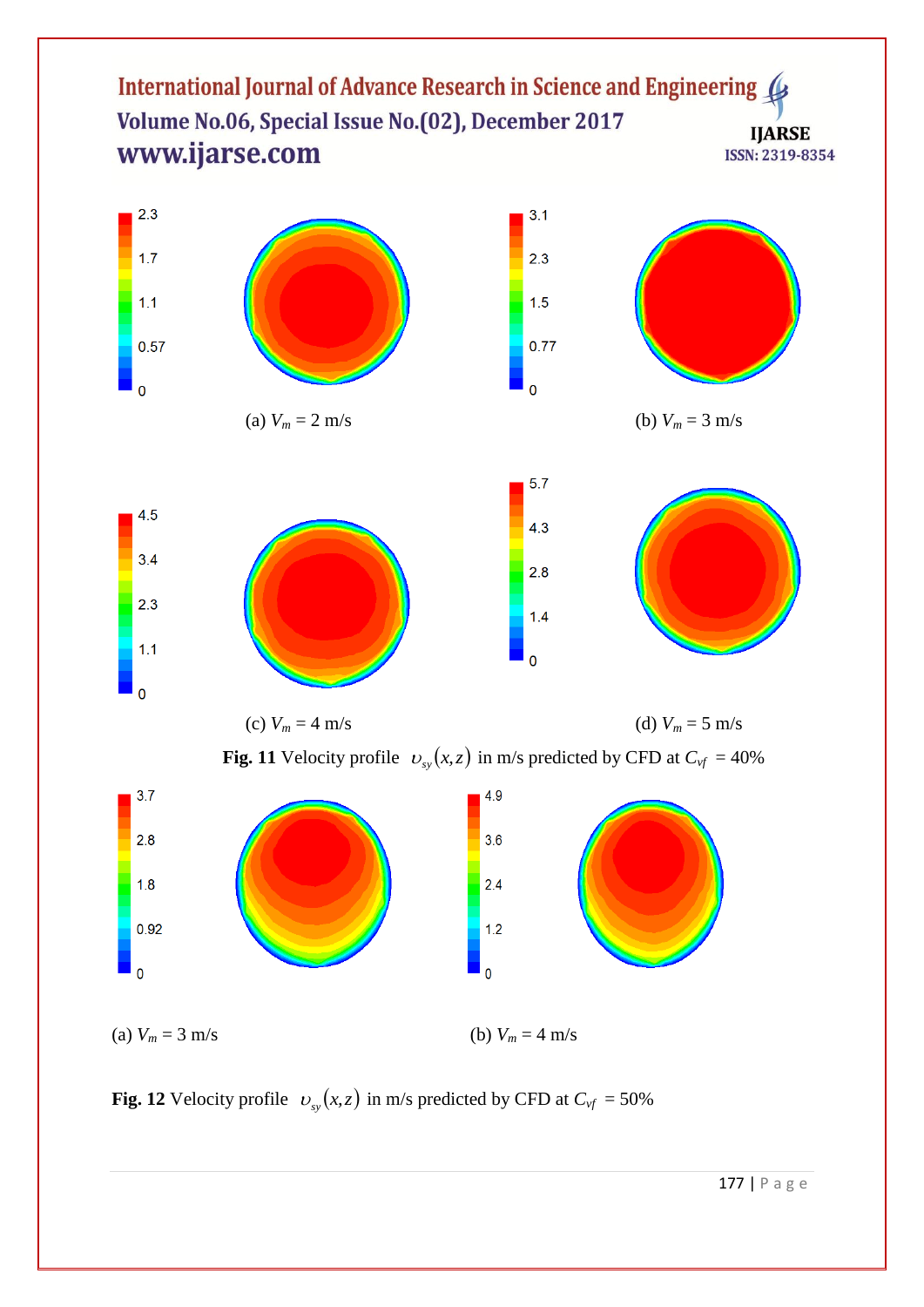2.3
1.7
1.1
0.57
0

(a) $V_m$ = 2 m/s

3.1
2.3
1.5
0.77
0

(b) $V_m$ = 3 m/s

4.5
3.4
2.3
1.1
0

(c) $V_m$ = 4 m/s

5.7
4.3
2.8
1.4
0

(d) $V_m$ = 5 m/s

**Fig. 11** Velocity profile $\upsilon_{sy}(x,z)$ in m/s predicted by CFD at $C_{vf}$ = 40%

3.7
2.8
1.8
0.92
0

(a) $V_m$ = 3 m/s

4.9
3.6
2.4
1.2
0

(b) $V_m$ = 4 m/s

**Fig. 12** Velocity profile $\upsilon_{sy}(x,z)$ in m/s predicted by CFD at $C_{vf}$ = 50%